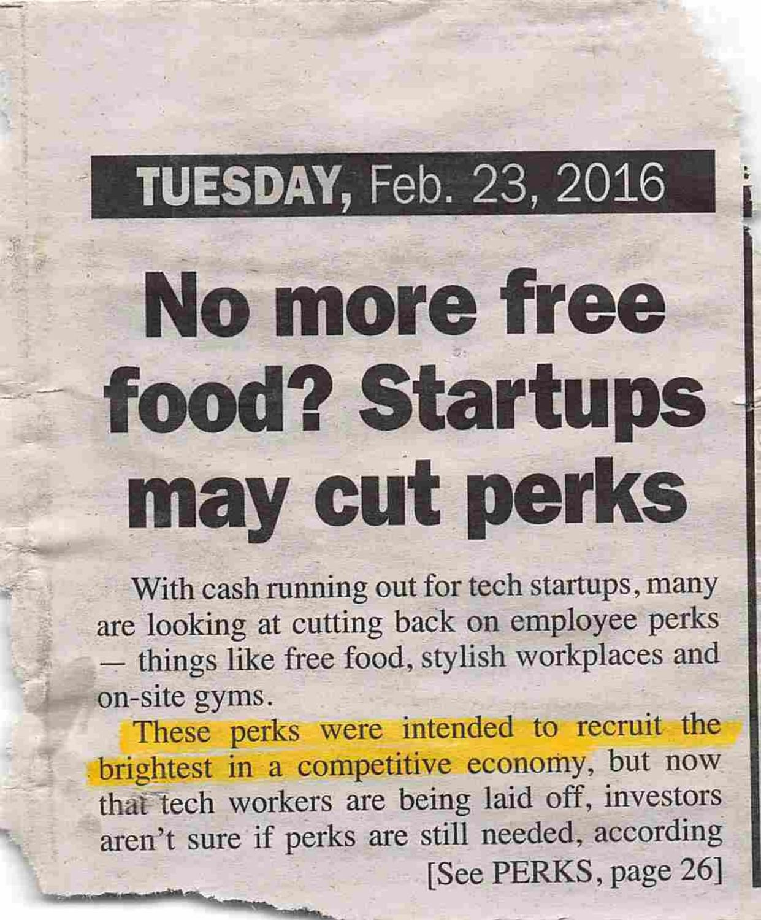**TUESDAY,** Feb. 23, 2016

# No more free food? Startups may cut perks

With cash running out for tech startups, many are looking at cutting back on employee perks — things like free food, stylish workplaces and on-site gyms.

These perks were intended to recruit the brightest in a competitive economy, but now that tech workers are being laid off, investors aren't sure if perks are still needed, according

[See PERKS, page 26]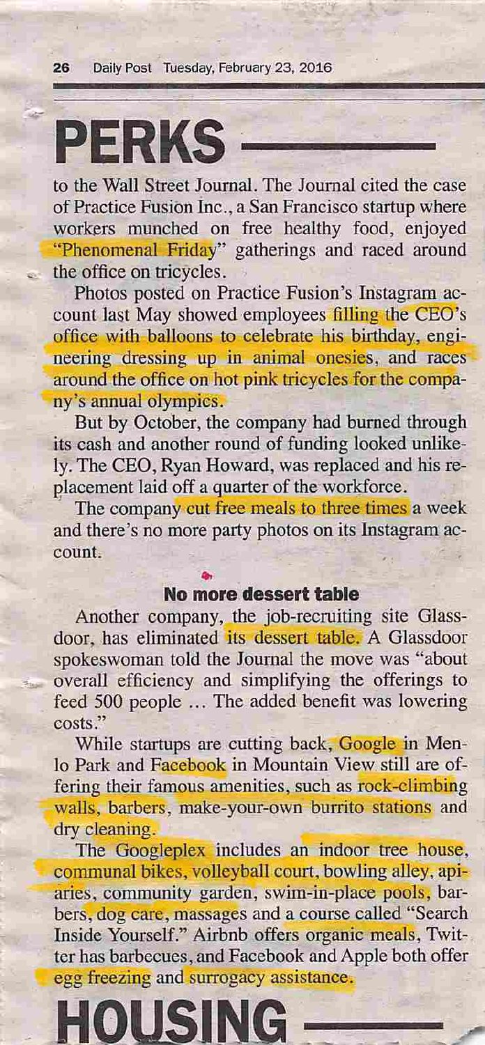# PERKS

to the Wall Street Journal. The Journal cited the case of Practice Fusion Inc., a San Francisco startup where workers munched on free healthy food, enjoyed "Phenomenal Friday" gatherings and raced around the office on tricycles.

Photos posted on Practice Fusion's Instagram account last May showed employees filling the CEO's office with balloons to celebrate his birthday, engineering dressing up in animal onesies, and races around the office on hot pink tricycles for the company's annual olympics.

But by October, the company had burned through its cash and another round of funding looked unlikely. The CEO, Ryan Howard, was replaced and his replacement laid off a quarter of the workforce.

The company cut free meals to three times a week and there's no more party photos on its Instagram account.

### No more dessert table

Another company, the job-recruiting site Glassdoor, has eliminated its dessert table. A Glassdoor spokeswoman told the Journal the move was "about overall efficiency and simplifying the offerings to feed 500 people ... The added benefit was lowering costs."

While startups are cutting back, Google in Menlo Park and Facebook in Mountain View still are offering their famous amenities, such as rock-climbing walls, barbers, make-your-own burrito stations and dry cleaning.

The Googleplex includes an indoor tree house, communal bikes, volleyball court, bowling alley, apiaries, community garden, swim-in-place pools, barbers, dog care, massages and a course called "Search Inside Yourself." Airbnb offers organic meals, Twitter has barbecues, and Facebook and Apple both offer egg freezing and surrogacy assistance.

# HOUSING